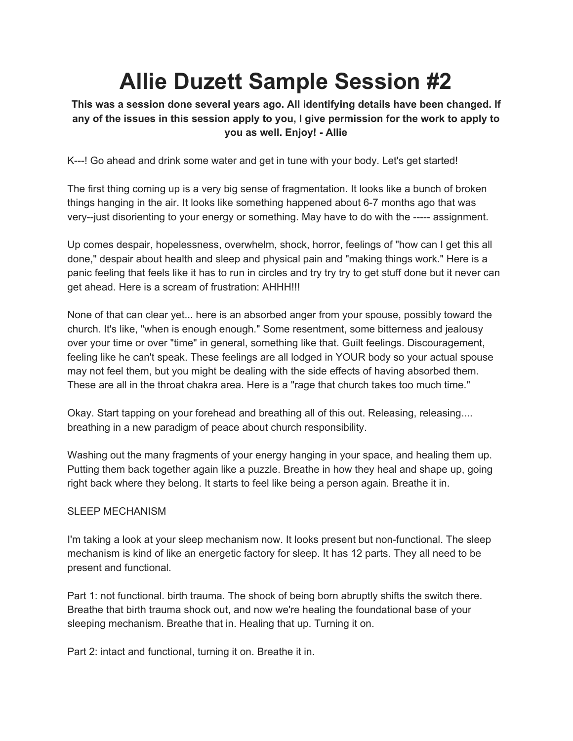# Allie Duzett Sample Session #2

**This was a session done several years ago. All identifying details have been changed. If any of the issues in this session apply to you, I give permission for the work to apply to you as well. Enjoy! - Allie**

K---! Go ahead and drink some water and get in tune with your body. Let's get started!

The first thing coming up is a very big sense of fragmentation. It looks like a bunch of broken things hanging in the air. It looks like something happened about 6-7 months ago that was very--just disorienting to your energy or something. May have to do with the ----- assignment.

Up comes despair, hopelessness, overwhelm, shock, horror, feelings of "how can I get this all done," despair about health and sleep and physical pain and "making things work." Here is a panic feeling that feels like it has to run in circles and try try try to get stuff done but it never can get ahead. Here is a scream of frustration: AHHH!!!

None of that can clear yet... here is an absorbed anger from your spouse, possibly toward the church. It's like, "when is enough enough." Some resentment, some bitterness and jealousy over your time or over "time" in general, something like that. Guilt feelings. Discouragement, feeling like he can't speak. These feelings are all lodged in YOUR body so your actual spouse may not feel them, but you might be dealing with the side effects of having absorbed them. These are all in the throat chakra area. Here is a "rage that church takes too much time."

Okay. Start tapping on your forehead and breathing all of this out. Releasing, releasing.... breathing in a new paradigm of peace about church responsibility.

Washing out the many fragments of your energy hanging in your space, and healing them up. Putting them back together again like a puzzle. Breathe in how they heal and shape up, going right back where they belong. It starts to feel like being a person again. Breathe it in.

SLEEP MECHANISM

I'm taking a look at your sleep mechanism now. It looks present but non-functional. The sleep mechanism is kind of like an energetic factory for sleep. It has 12 parts. They all need to be present and functional.

Part 1: not functional. birth trauma. The shock of being born abruptly shifts the switch there. Breathe that birth trauma shock out, and now we're healing the foundational base of your sleeping mechanism. Breathe that in. Healing that up. Turning it on.

Part 2: intact and functional, turning it on. Breathe it in.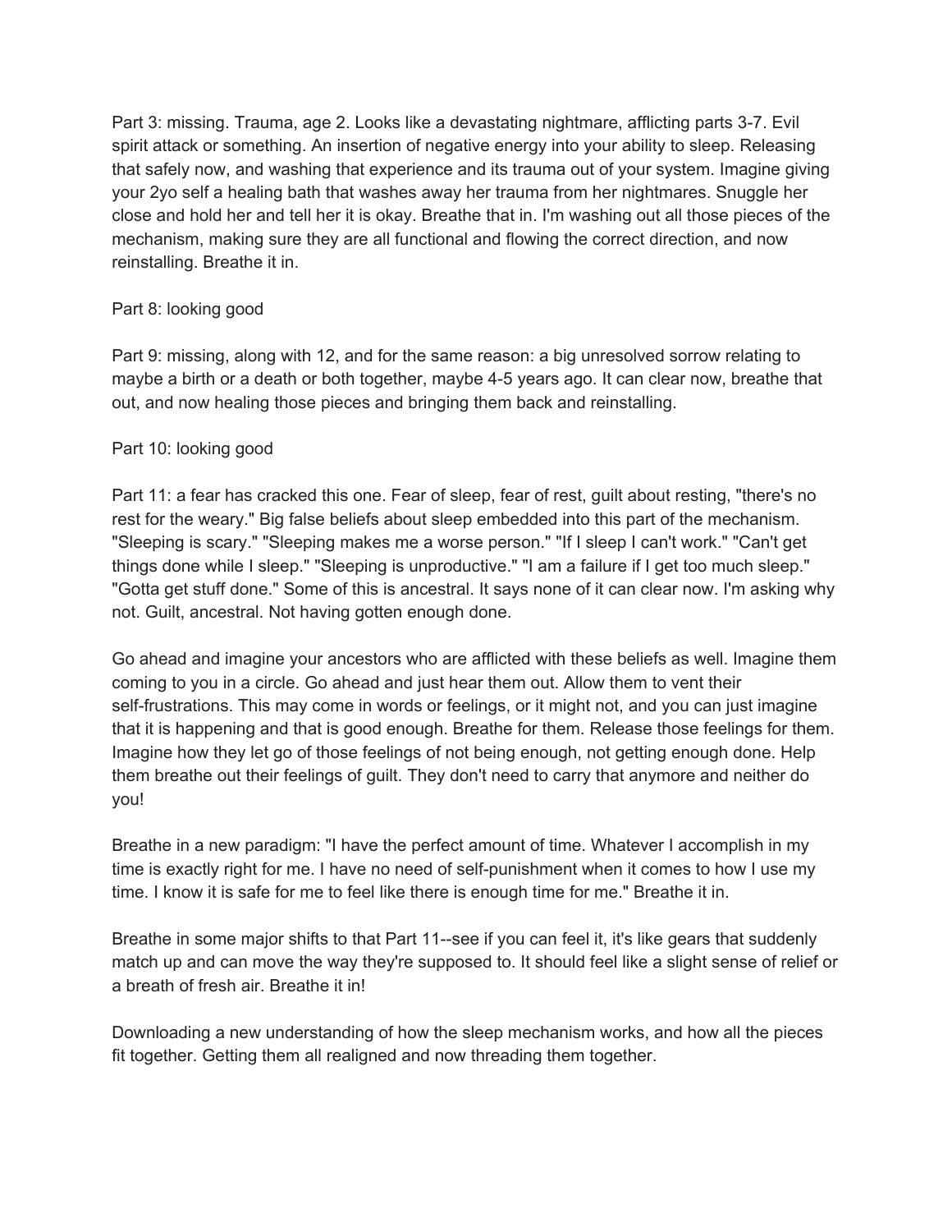Part 3: missing. Trauma, age 2. Looks like a devastating nightmare, afflicting parts 3-7. Evil spirit attack or something. An insertion of negative energy into your ability to sleep. Releasing that safely now, and washing that experience and its trauma out of your system. Imagine giving your 2yo self a healing bath that washes away her trauma from her nightmares. Snuggle her close and hold her and tell her it is okay. Breathe that in. I'm washing out all those pieces of the mechanism, making sure they are all functional and flowing the correct direction, and now reinstalling. Breathe it in.

Part 8: looking good

Part 9: missing, along with 12, and for the same reason: a big unresolved sorrow relating to maybe a birth or a death or both together, maybe 4-5 years ago. It can clear now, breathe that out, and now healing those pieces and bringing them back and reinstalling.

Part 10: looking good

Part 11: a fear has cracked this one. Fear of sleep, fear of rest, guilt about resting, "there's no rest for the weary." Big false beliefs about sleep embedded into this part of the mechanism. "Sleeping is scary." "Sleeping makes me a worse person." "If I sleep I can't work." "Can't get things done while I sleep." "Sleeping is unproductive." "I am a failure if I get too much sleep." "Gotta get stuff done." Some of this is ancestral. It says none of it can clear now. I'm asking why not. Guilt, ancestral. Not having gotten enough done.

Go ahead and imagine your ancestors who are afflicted with these beliefs as well. Imagine them coming to you in a circle. Go ahead and just hear them out. Allow them to vent their self-frustrations. This may come in words or feelings, or it might not, and you can just imagine that it is happening and that is good enough. Breathe for them. Release those feelings for them. Imagine how they let go of those feelings of not being enough, not getting enough done. Help them breathe out their feelings of guilt. They don't need to carry that anymore and neither do you!

Breathe in a new paradigm: "I have the perfect amount of time. Whatever I accomplish in my time is exactly right for me. I have no need of self-punishment when it comes to how I use my time. I know it is safe for me to feel like there is enough time for me." Breathe it in.

Breathe in some major shifts to that Part 11--see if you can feel it, it's like gears that suddenly match up and can move the way they're supposed to. It should feel like a slight sense of relief or a breath of fresh air. Breathe it in!

Downloading a new understanding of how the sleep mechanism works, and how all the pieces fit together. Getting them all realigned and now threading them together.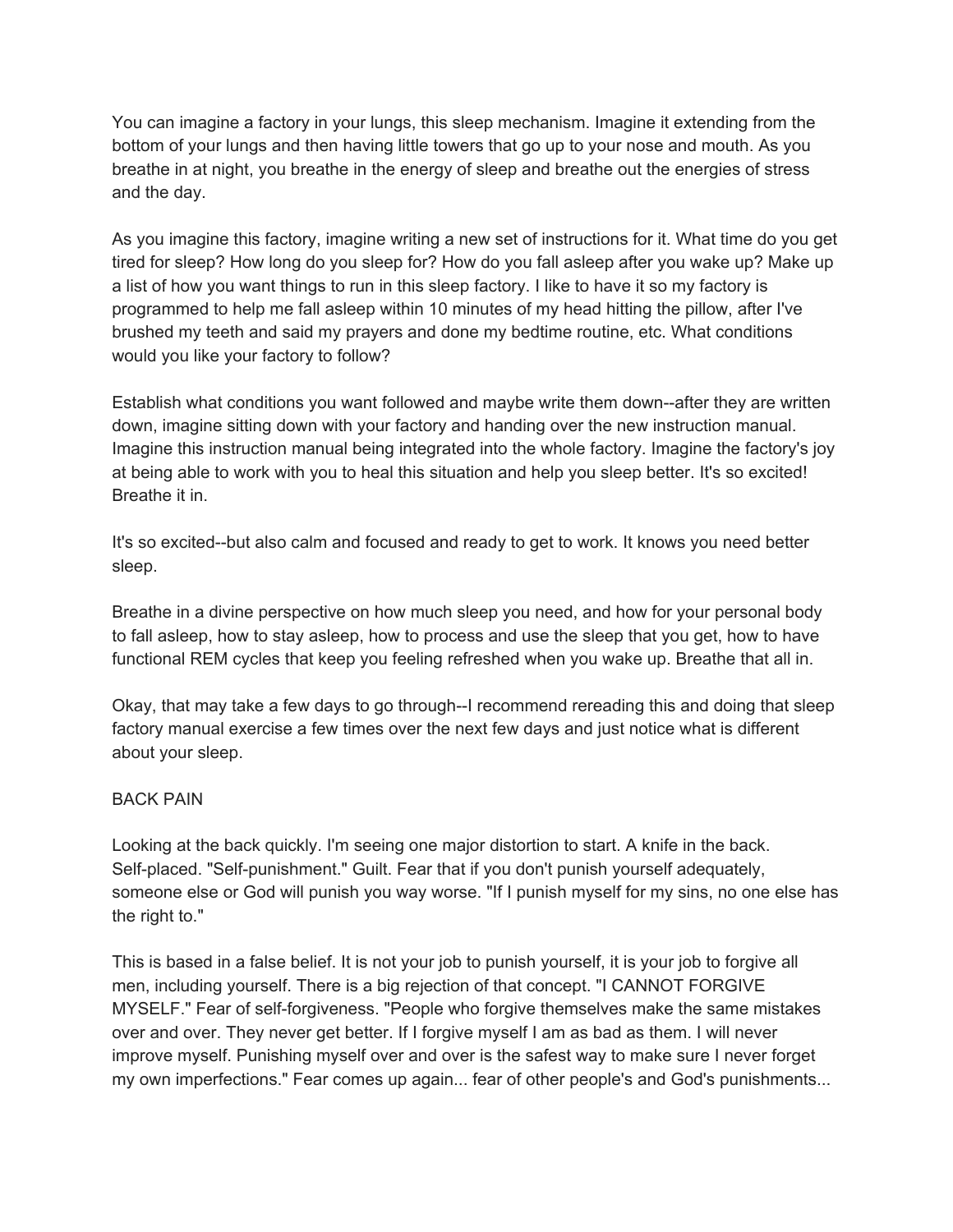You can imagine a factory in your lungs, this sleep mechanism. Imagine it extending from the bottom of your lungs and then having little towers that go up to your nose and mouth. As you breathe in at night, you breathe in the energy of sleep and breathe out the energies of stress and the day.

As you imagine this factory, imagine writing a new set of instructions for it. What time do you get tired for sleep? How long do you sleep for? How do you fall asleep after you wake up? Make up a list of how you want things to run in this sleep factory. I like to have it so my factory is programmed to help me fall asleep within 10 minutes of my head hitting the pillow, after I've brushed my teeth and said my prayers and done my bedtime routine, etc. What conditions would you like your factory to follow?

Establish what conditions you want followed and maybe write them down--after they are written down, imagine sitting down with your factory and handing over the new instruction manual. Imagine this instruction manual being integrated into the whole factory. Imagine the factory's joy at being able to work with you to heal this situation and help you sleep better. It's so excited! Breathe it in.

It's so excited--but also calm and focused and ready to get to work. It knows you need better sleep.

Breathe in a divine perspective on how much sleep you need, and how for your personal body to fall asleep, how to stay asleep, how to process and use the sleep that you get, how to have functional REM cycles that keep you feeling refreshed when you wake up. Breathe that all in.

Okay, that may take a few days to go through--I recommend rereading this and doing that sleep factory manual exercise a few times over the next few days and just notice what is different about your sleep.

## BACK PAIN

Looking at the back quickly. I'm seeing one major distortion to start. A knife in the back. Self-placed. "Self-punishment." Guilt. Fear that if you don't punish yourself adequately, someone else or God will punish you way worse. "If I punish myself for my sins, no one else has the right to."

This is based in a false belief. It is not your job to punish yourself, it is your job to forgive all men, including yourself. There is a big rejection of that concept. "I CANNOT FORGIVE MYSELF." Fear of self-forgiveness. "People who forgive themselves make the same mistakes over and over. They never get better. If I forgive myself I am as bad as them. I will never improve myself. Punishing myself over and over is the safest way to make sure I never forget my own imperfections." Fear comes up again... fear of other people's and God's punishments...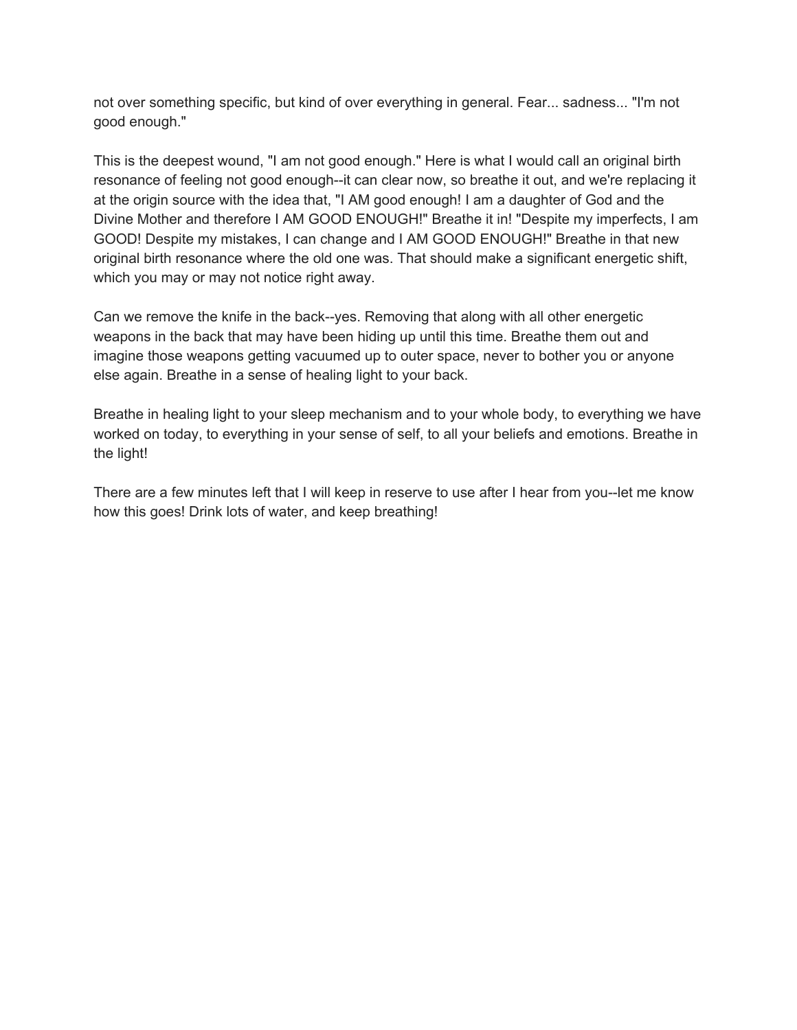not over something specific, but kind of over everything in general. Fear... sadness... "I'm not good enough."

This is the deepest wound, "I am not good enough." Here is what I would call an original birth resonance of feeling not good enough--it can clear now, so breathe it out, and we're replacing it at the origin source with the idea that, "I AM good enough! I am a daughter of God and the Divine Mother and therefore I AM GOOD ENOUGH!" Breathe it in! "Despite my imperfects, I am GOOD! Despite my mistakes, I can change and I AM GOOD ENOUGH!" Breathe in that new original birth resonance where the old one was. That should make a significant energetic shift, which you may or may not notice right away.

Can we remove the knife in the back--yes. Removing that along with all other energetic weapons in the back that may have been hiding up until this time. Breathe them out and imagine those weapons getting vacuumed up to outer space, never to bother you or anyone else again. Breathe in a sense of healing light to your back.

Breathe in healing light to your sleep mechanism and to your whole body, to everything we have worked on today, to everything in your sense of self, to all your beliefs and emotions. Breathe in the light!

There are a few minutes left that I will keep in reserve to use after I hear from you--let me know how this goes! Drink lots of water, and keep breathing!